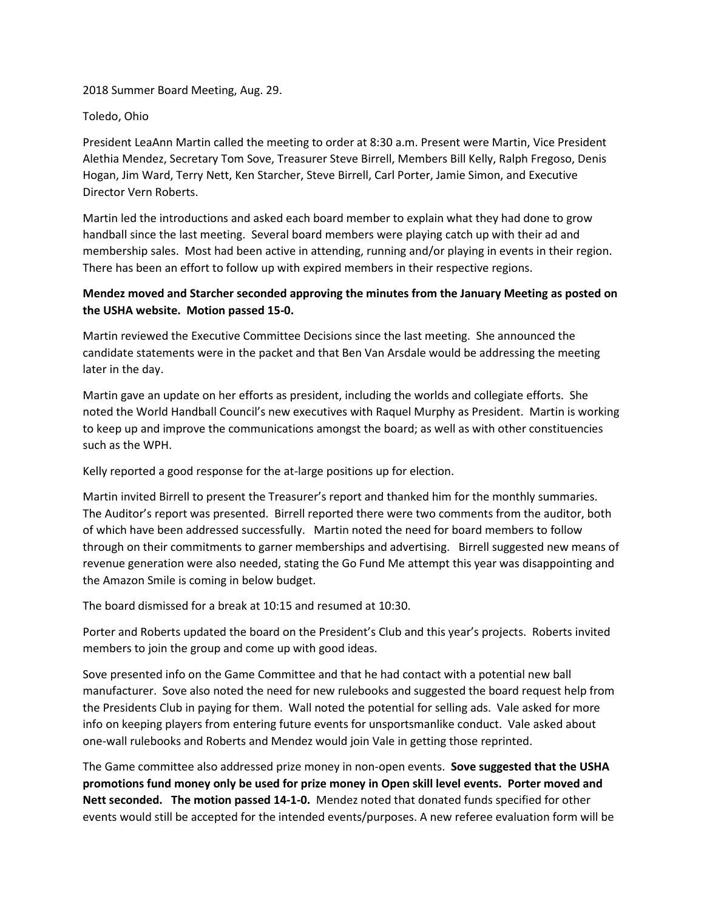2018 Summer Board Meeting, Aug. 29.

Toledo, Ohio

President LeaAnn Martin called the meeting to order at 8:30 a.m. Present were Martin, Vice President Alethia Mendez, Secretary Tom Sove, Treasurer Steve Birrell, Members Bill Kelly, Ralph Fregoso, Denis Hogan, Jim Ward, Terry Nett, Ken Starcher, Steve Birrell, Carl Porter, Jamie Simon, and Executive Director Vern Roberts.

Martin led the introductions and asked each board member to explain what they had done to grow handball since the last meeting. Several board members were playing catch up with their ad and membership sales. Most had been active in attending, running and/or playing in events in their region. There has been an effort to follow up with expired members in their respective regions.

**Mendez moved and Starcher seconded approving the minutes from the January Meeting as posted on the USHA website. Motion passed 15-0.**

Martin reviewed the Executive Committee Decisions since the last meeting. She announced the candidate statements were in the packet and that Ben Van Arsdale would be addressing the meeting later in the day.

Martin gave an update on her efforts as president, including the worlds and collegiate efforts. She noted the World Handball Council's new executives with Raquel Murphy as President. Martin is working to keep up and improve the communications amongst the board; as well as with other constituencies such as the WPH.

Kelly reported a good response for the at-large positions up for election.

Martin invited Birrell to present the Treasurer's report and thanked him for the monthly summaries. The Auditor's report was presented. Birrell reported there were two comments from the auditor, both of which have been addressed successfully. Martin noted the need for board members to follow through on their commitments to garner memberships and advertising. Birrell suggested new means of revenue generation were also needed, stating the Go Fund Me attempt this year was disappointing and the Amazon Smile is coming in below budget.

The board dismissed for a break at 10:15 and resumed at 10:30.

Porter and Roberts updated the board on the President's Club and this year's projects. Roberts invited members to join the group and come up with good ideas.

Sove presented info on the Game Committee and that he had contact with a potential new ball manufacturer. Sove also noted the need for new rulebooks and suggested the board request help from the Presidents Club in paying for them. Wall noted the potential for selling ads. Vale asked for more info on keeping players from entering future events for unsportsmanlike conduct. Vale asked about one-wall rulebooks and Roberts and Mendez would join Vale in getting those reprinted.

The Game committee also addressed prize money in non-open events. **Sove suggested that the USHA promotions fund money only be used for prize money in Open skill level events. Porter moved and Nett seconded. The motion passed 14-1-0.** Mendez noted that donated funds specified for other events would still be accepted for the intended events/purposes. A new referee evaluation form will be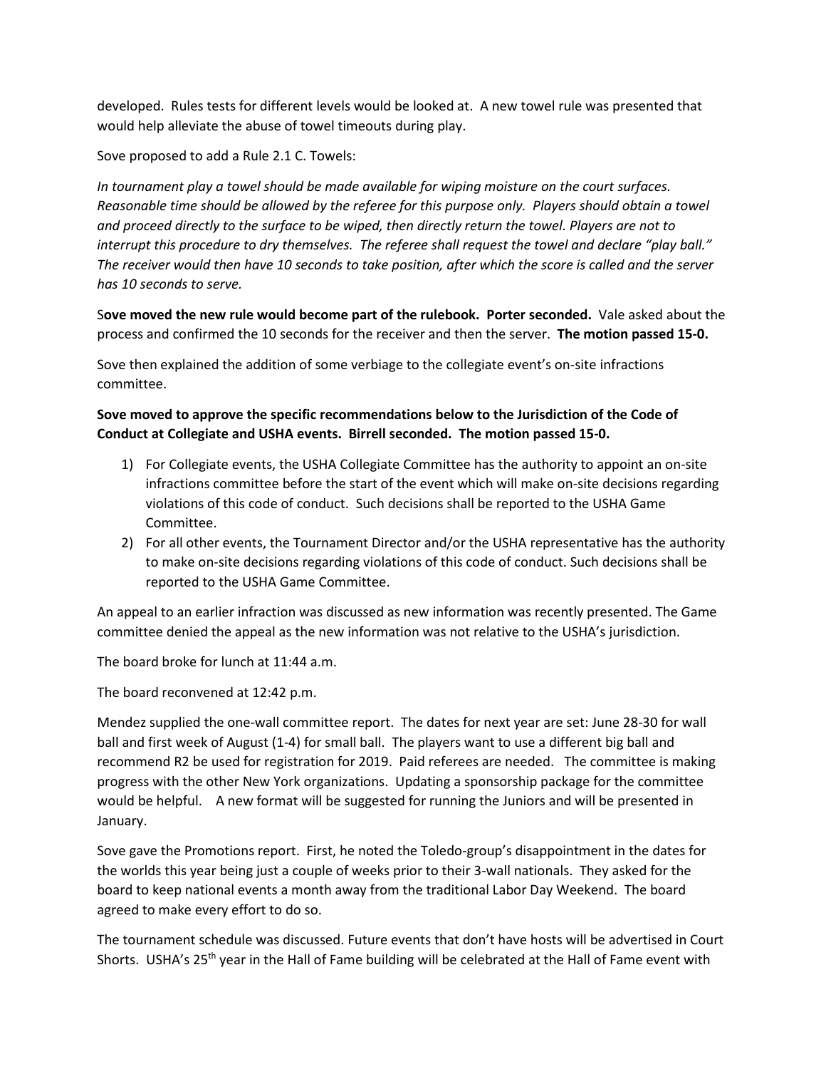developed. Rules tests for different levels would be looked at. A new towel rule was presented that would help alleviate the abuse of towel timeouts during play.

Sove proposed to add a Rule 2.1 C. Towels:

*In tournament play a towel should be made available for wiping moisture on the court surfaces. Reasonable time should be allowed by the referee for this purpose only. Players should obtain a towel and proceed directly to the surface to be wiped, then directly return the towel. Players are not to interrupt this procedure to dry themselves. The referee shall request the towel and declare "play ball." The receiver would then have 10 seconds to take position, after which the score is called and the server has 10 seconds to serve.*

S**ove moved the new rule would become part of the rulebook. Porter seconded.** Vale asked about the process and confirmed the 10 seconds for the receiver and then the server. **The motion passed 15-0.**

Sove then explained the addition of some verbiage to the collegiate event's on-site infractions committee.

**Sove moved to approve the specific recommendations below to the Jurisdiction of the Code of Conduct at Collegiate and USHA events. Birrell seconded. The motion passed 15-0.**

1) For Collegiate events, the USHA Collegiate Committee has the authority to appoint an on-site infractions committee before the start of the event which will make on-site decisions regarding violations of this code of conduct. Such decisions shall be reported to the USHA Game Committee.
2) For all other events, the Tournament Director and/or the USHA representative has the authority to make on-site decisions regarding violations of this code of conduct. Such decisions shall be reported to the USHA Game Committee.

An appeal to an earlier infraction was discussed as new information was recently presented. The Game committee denied the appeal as the new information was not relative to the USHA's jurisdiction.

The board broke for lunch at 11:44 a.m.

The board reconvened at 12:42 p.m.

Mendez supplied the one-wall committee report. The dates for next year are set: June 28-30 for wall ball and first week of August (1-4) for small ball. The players want to use a different big ball and recommend R2 be used for registration for 2019. Paid referees are needed. The committee is making progress with the other New York organizations. Updating a sponsorship package for the committee would be helpful. A new format will be suggested for running the Juniors and will be presented in January.

Sove gave the Promotions report. First, he noted the Toledo-group's disappointment in the dates for the worlds this year being just a couple of weeks prior to their 3-wall nationals. They asked for the board to keep national events a month away from the traditional Labor Day Weekend. The board agreed to make every effort to do so.

The tournament schedule was discussed. Future events that don't have hosts will be advertised in Court Shorts. USHA's 25th year in the Hall of Fame building will be celebrated at the Hall of Fame event with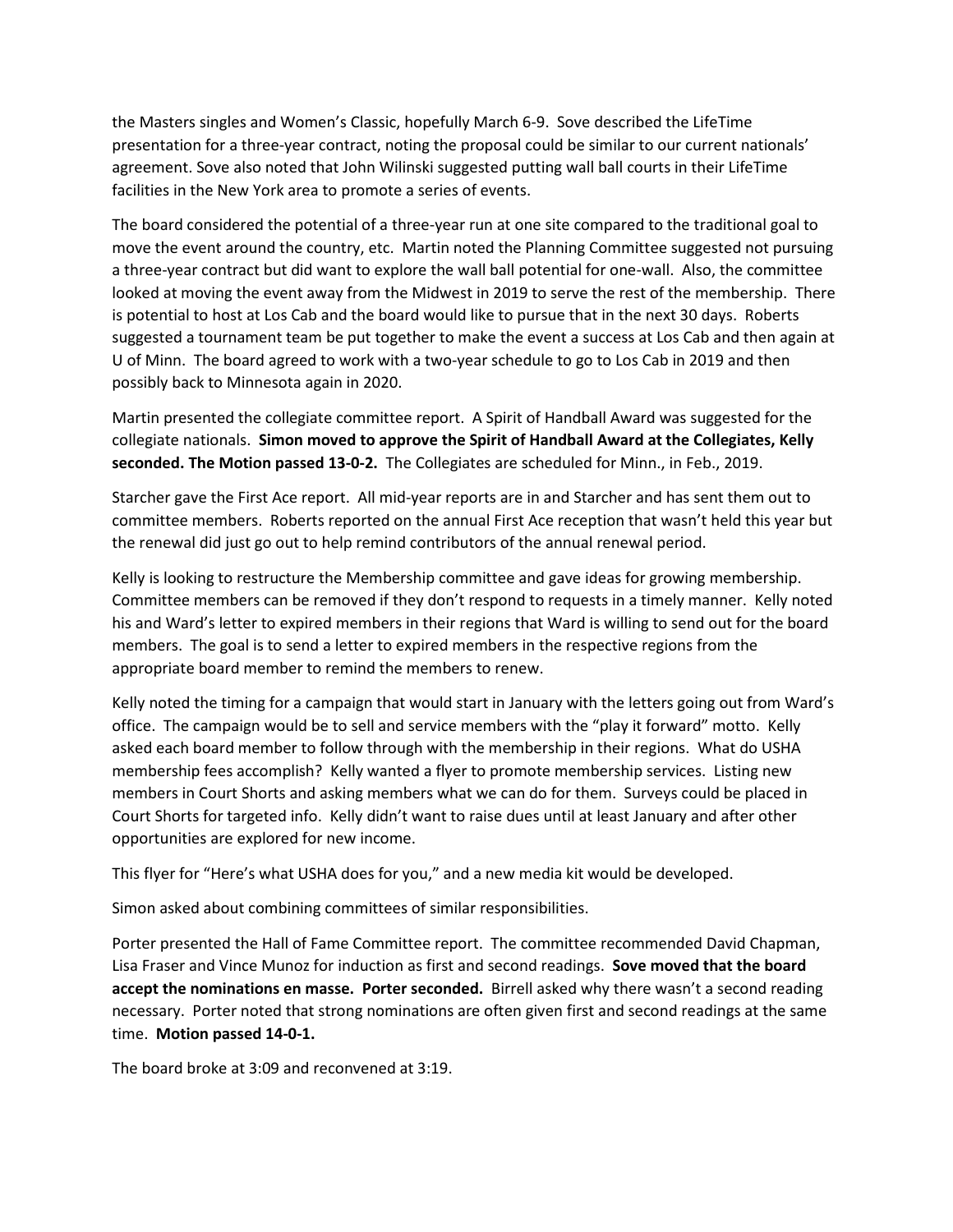the Masters singles and Women's Classic, hopefully March 6-9. Sove described the LifeTime presentation for a three-year contract, noting the proposal could be similar to our current nationals' agreement. Sove also noted that John Wilinski suggested putting wall ball courts in their LifeTime facilities in the New York area to promote a series of events.

The board considered the potential of a three-year run at one site compared to the traditional goal to move the event around the country, etc. Martin noted the Planning Committee suggested not pursuing a three-year contract but did want to explore the wall ball potential for one-wall. Also, the committee looked at moving the event away from the Midwest in 2019 to serve the rest of the membership. There is potential to host at Los Cab and the board would like to pursue that in the next 30 days. Roberts suggested a tournament team be put together to make the event a success at Los Cab and then again at U of Minn. The board agreed to work with a two-year schedule to go to Los Cab in 2019 and then possibly back to Minnesota again in 2020.

Martin presented the collegiate committee report. A Spirit of Handball Award was suggested for the collegiate nationals. **Simon moved to approve the Spirit of Handball Award at the Collegiates, Kelly seconded. The Motion passed 13-0-2.** The Collegiates are scheduled for Minn., in Feb., 2019.

Starcher gave the First Ace report. All mid-year reports are in and Starcher and has sent them out to committee members. Roberts reported on the annual First Ace reception that wasn't held this year but the renewal did just go out to help remind contributors of the annual renewal period.

Kelly is looking to restructure the Membership committee and gave ideas for growing membership. Committee members can be removed if they don't respond to requests in a timely manner. Kelly noted his and Ward's letter to expired members in their regions that Ward is willing to send out for the board members. The goal is to send a letter to expired members in the respective regions from the appropriate board member to remind the members to renew.

Kelly noted the timing for a campaign that would start in January with the letters going out from Ward's office. The campaign would be to sell and service members with the "play it forward" motto. Kelly asked each board member to follow through with the membership in their regions. What do USHA membership fees accomplish? Kelly wanted a flyer to promote membership services. Listing new members in Court Shorts and asking members what we can do for them. Surveys could be placed in Court Shorts for targeted info. Kelly didn't want to raise dues until at least January and after other opportunities are explored for new income.

This flyer for "Here's what USHA does for you," and a new media kit would be developed.

Simon asked about combining committees of similar responsibilities.

Porter presented the Hall of Fame Committee report. The committee recommended David Chapman, Lisa Fraser and Vince Munoz for induction as first and second readings. **Sove moved that the board accept the nominations en masse. Porter seconded.** Birrell asked why there wasn't a second reading necessary. Porter noted that strong nominations are often given first and second readings at the same time. **Motion passed 14-0-1.**

The board broke at 3:09 and reconvened at 3:19.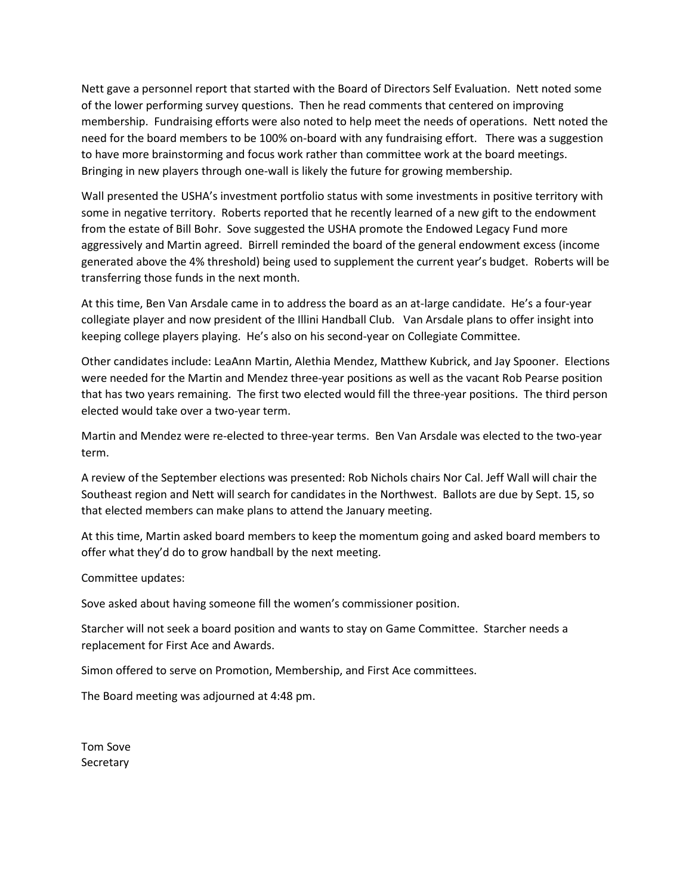Nett gave a personnel report that started with the Board of Directors Self Evaluation. Nett noted some of the lower performing survey questions. Then he read comments that centered on improving membership. Fundraising efforts were also noted to help meet the needs of operations. Nett noted the need for the board members to be 100% on-board with any fundraising effort. There was a suggestion to have more brainstorming and focus work rather than committee work at the board meetings. Bringing in new players through one-wall is likely the future for growing membership.

Wall presented the USHA's investment portfolio status with some investments in positive territory with some in negative territory. Roberts reported that he recently learned of a new gift to the endowment from the estate of Bill Bohr. Sove suggested the USHA promote the Endowed Legacy Fund more aggressively and Martin agreed. Birrell reminded the board of the general endowment excess (income generated above the 4% threshold) being used to supplement the current year's budget. Roberts will be transferring those funds in the next month.

At this time, Ben Van Arsdale came in to address the board as an at-large candidate. He's a four-year collegiate player and now president of the Illini Handball Club. Van Arsdale plans to offer insight into keeping college players playing. He's also on his second-year on Collegiate Committee.

Other candidates include: LeaAnn Martin, Alethia Mendez, Matthew Kubrick, and Jay Spooner. Elections were needed for the Martin and Mendez three-year positions as well as the vacant Rob Pearse position that has two years remaining. The first two elected would fill the three-year positions. The third person elected would take over a two-year term.

Martin and Mendez were re-elected to three-year terms. Ben Van Arsdale was elected to the two-year term.

A review of the September elections was presented: Rob Nichols chairs Nor Cal. Jeff Wall will chair the Southeast region and Nett will search for candidates in the Northwest. Ballots are due by Sept. 15, so that elected members can make plans to attend the January meeting.

At this time, Martin asked board members to keep the momentum going and asked board members to offer what they'd do to grow handball by the next meeting.

Committee updates:

Sove asked about having someone fill the women's commissioner position.

Starcher will not seek a board position and wants to stay on Game Committee. Starcher needs a replacement for First Ace and Awards.

Simon offered to serve on Promotion, Membership, and First Ace committees.

The Board meeting was adjourned at 4:48 pm.

Tom Sove
Secretary